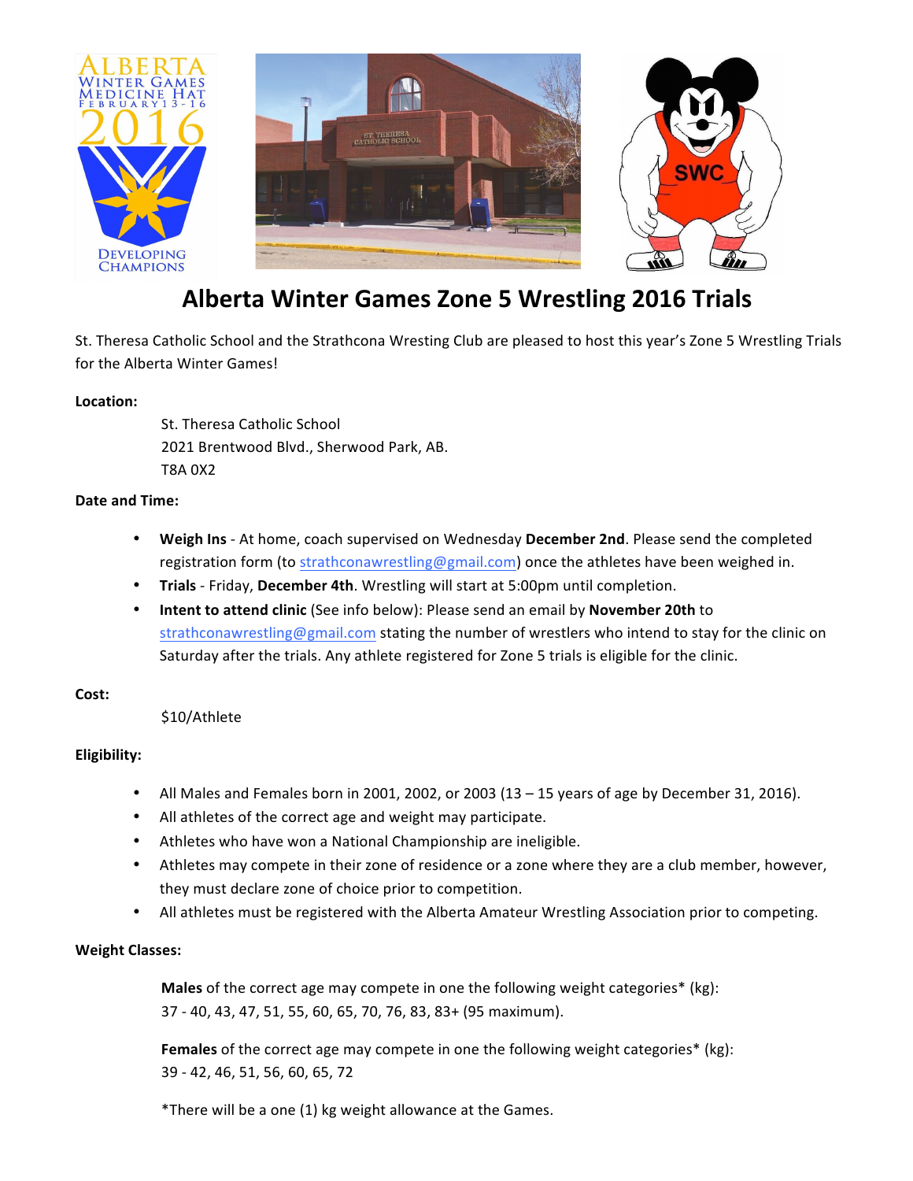# Alberta Winter Games Zone 5 Wrestling 2016 Trials

St. Theresa Catholic School and the Strathcona Wresting Club are pleased to host this year's Zone 5 Wrestling Trials for the Alberta Winter Games!

**Location:**

St. Theresa Catholic School
2021 Brentwood Blvd., Sherwood Park, AB.
T8A 0X2

**Date and Time:**

- **Weigh Ins** - At home, coach supervised on Wednesday **December 2nd**. Please send the completed registration form (to strathconawrestling@gmail.com) once the athletes have been weighed in.
- **Trials** - Friday, **December 4th**. Wrestling will start at 5:00pm until completion.
- **Intent to attend clinic** (See info below): Please send an email by **November 20th** to strathconawrestling@gmail.com stating the number of wrestlers who intend to stay for the clinic on Saturday after the trials. Any athlete registered for Zone 5 trials is eligible for the clinic.

**Cost:**

$10/Athlete

**Eligibility:**

- All Males and Females born in 2001, 2002, or 2003 (13 – 15 years of age by December 31, 2016).
- All athletes of the correct age and weight may participate.
- Athletes who have won a National Championship are ineligible.
- Athletes may compete in their zone of residence or a zone where they are a club member, however, they must declare zone of choice prior to competition.
- All athletes must be registered with the Alberta Amateur Wrestling Association prior to competing.

**Weight Classes:**

**Males** of the correct age may compete in one the following weight categories* (kg):
37 - 40, 43, 47, 51, 55, 60, 65, 70, 76, 83, 83+ (95 maximum).

**Females** of the correct age may compete in one the following weight categories* (kg):
39 - 42, 46, 51, 56, 60, 65, 72

*There will be a one (1) kg weight allowance at the Games.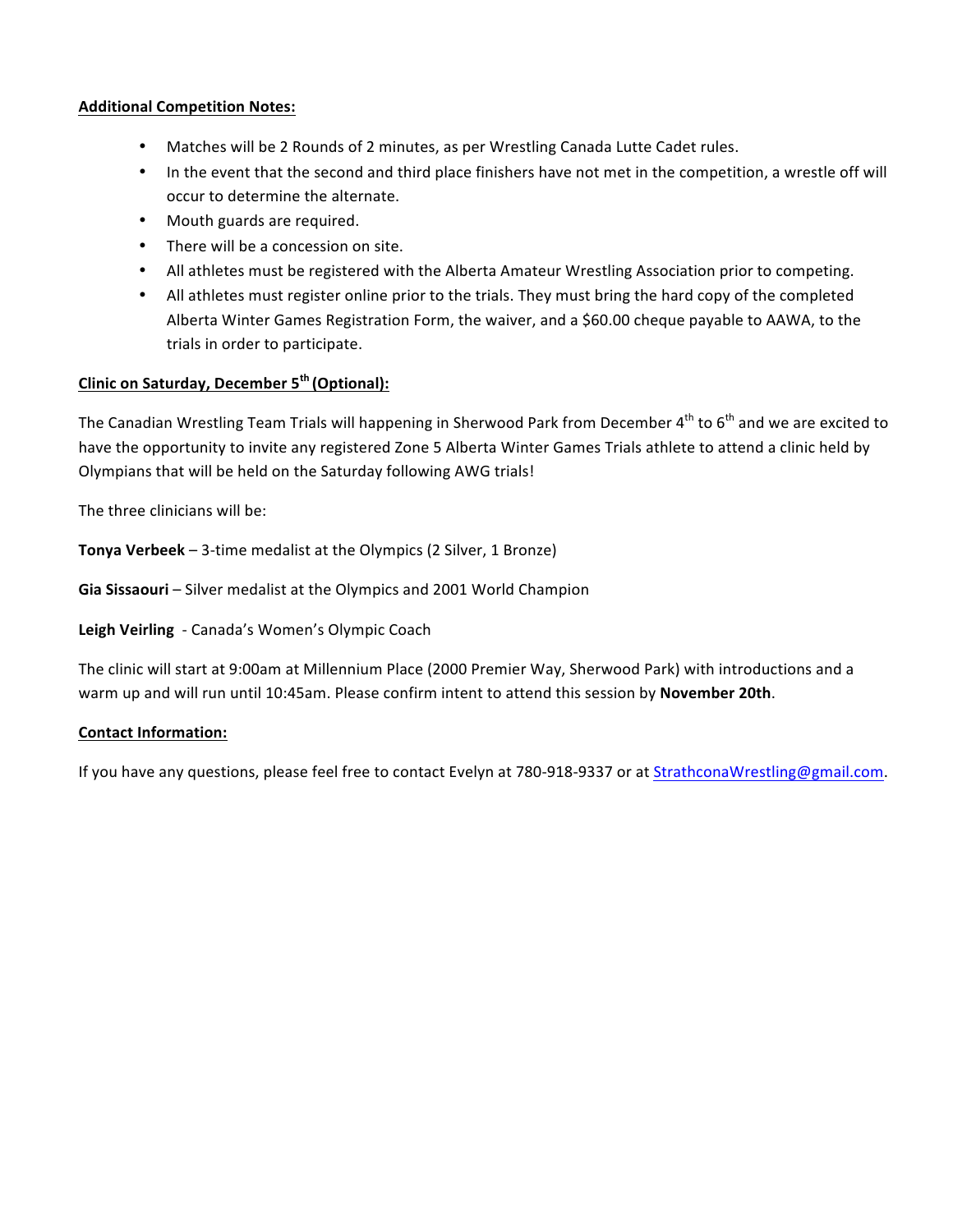**Additional Competition Notes:**

- Matches will be 2 Rounds of 2 minutes, as per Wrestling Canada Lutte Cadet rules.
- In the event that the second and third place finishers have not met in the competition, a wrestle off will occur to determine the alternate.
- Mouth guards are required.
- There will be a concession on site.
- All athletes must be registered with the Alberta Amateur Wrestling Association prior to competing.
- All athletes must register online prior to the trials. They must bring the hard copy of the completed Alberta Winter Games Registration Form, the waiver, and a $60.00 cheque payable to AAWA, to the trials in order to participate.

**Clinic on Saturday, December 5th (Optional):**

The Canadian Wrestling Team Trials will happening in Sherwood Park from December 4th to 6th and we are excited to have the opportunity to invite any registered Zone 5 Alberta Winter Games Trials athlete to attend a clinic held by Olympians that will be held on the Saturday following AWG trials!

The three clinicians will be:

**Tonya Verbeek** – 3-time medalist at the Olympics (2 Silver, 1 Bronze)

**Gia Sissaouri** – Silver medalist at the Olympics and 2001 World Champion

**Leigh Veirling** - Canada's Women's Olympic Coach

The clinic will start at 9:00am at Millennium Place (2000 Premier Way, Sherwood Park) with introductions and a warm up and will run until 10:45am. Please confirm intent to attend this session by **November 20th**.

**Contact Information:**

If you have any questions, please feel free to contact Evelyn at 780-918-9337 or at StrathconaWrestling@gmail.com.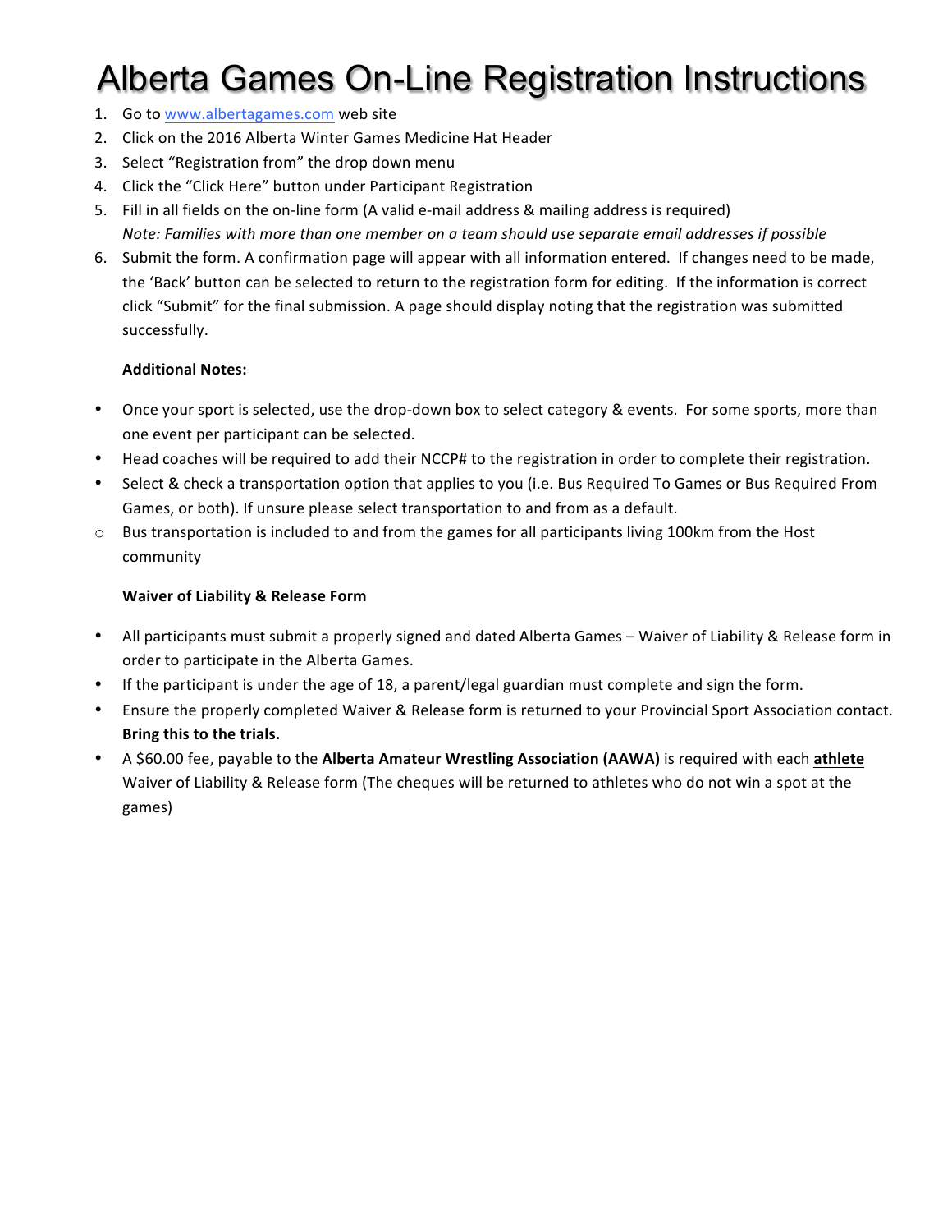# Alberta Games On-Line Registration Instructions

1. Go to www.albertagames.com web site
2. Click on the 2016 Alberta Winter Games Medicine Hat Header
3. Select "Registration from" the drop down menu
4. Click the "Click Here" button under Participant Registration
5. Fill in all fields on the on-line form (A valid e-mail address & mailing address is required)
   *Note: Families with more than one member on a team should use separate email addresses if possible*
6. Submit the form. A confirmation page will appear with all information entered. If changes need to be made, the 'Back' button can be selected to return to the registration form for editing. If the information is correct click "Submit" for the final submission. A page should display noting that the registration was submitted successfully.

**Additional Notes:**

- Once your sport is selected, use the drop-down box to select category & events. For some sports, more than one event per participant can be selected.
- Head coaches will be required to add their NCCP# to the registration in order to complete their registration.
- Select & check a transportation option that applies to you (i.e. Bus Required To Games or Bus Required From Games, or both). If unsure please select transportation to and from as a default.
  - Bus transportation is included to and from the games for all participants living 100km from the Host community

**Waiver of Liability & Release Form**

- All participants must submit a properly signed and dated Alberta Games – Waiver of Liability & Release form in order to participate in the Alberta Games.
- If the participant is under the age of 18, a parent/legal guardian must complete and sign the form.
- Ensure the properly completed Waiver & Release form is returned to your Provincial Sport Association contact. **Bring this to the trials.**
- A $60.00 fee, payable to the **Alberta Amateur Wrestling Association (AAWA)** is required with each **athlete** Waiver of Liability & Release form (The cheques will be returned to athletes who do not win a spot at the games)